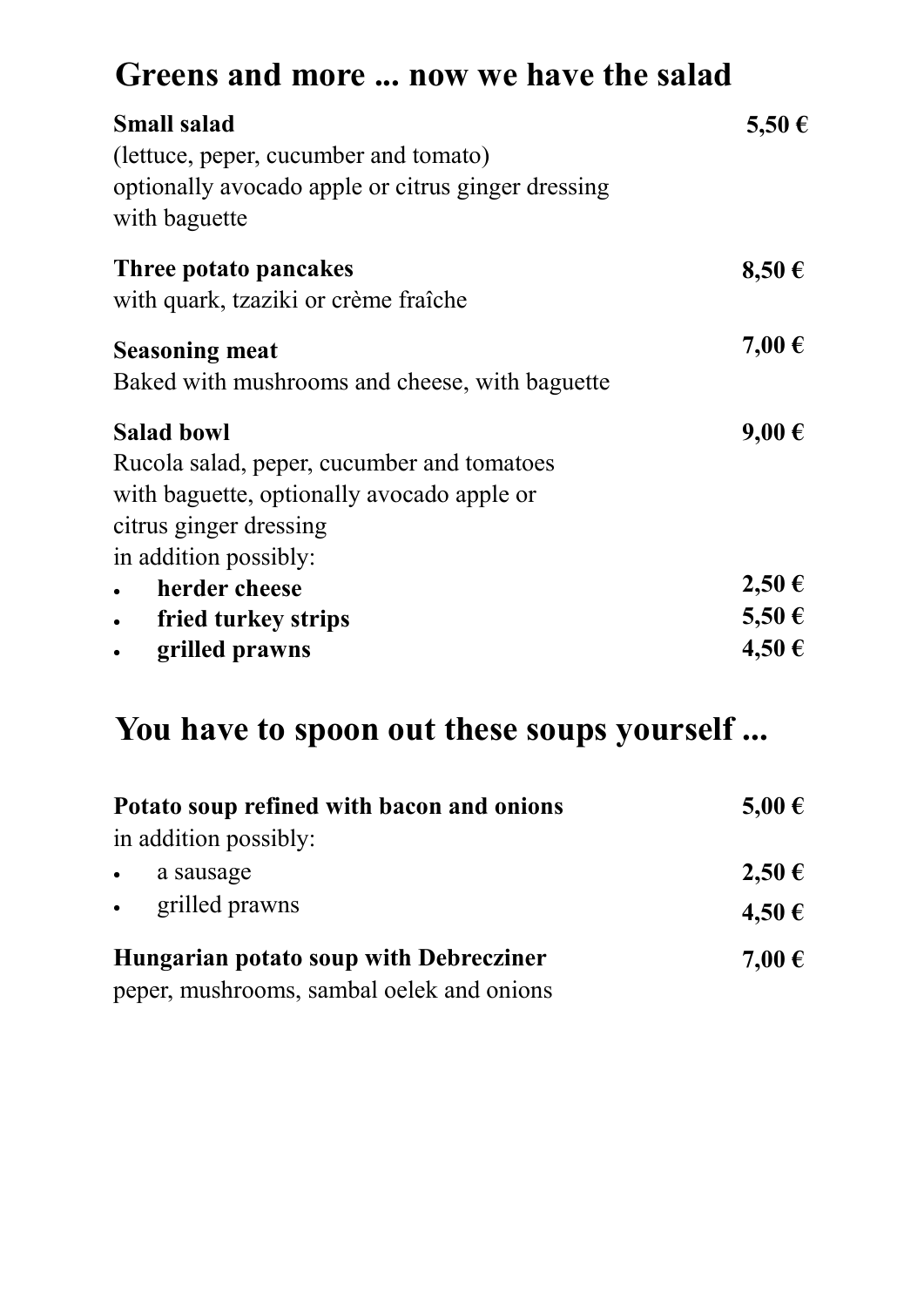## Greens and more ... now we have the salad

**Small salad** **5,50 €**
(lettuce, peper, cucumber and tomato)
optionally avocado apple or citrus ginger dressing
with baguette

**Three potato pancakes** **8,50 €**
with quark, tzaziki or crème fraîche

**Seasoning meat** **7,00 €**
Baked with mushrooms and cheese, with baguette

**Salad bowl** **9,00 €**
Rucola salad, peper, cucumber and tomatoes
with baguette, optionally avocado apple or
citrus ginger dressing
in addition possibly:

- **herder cheese** **2,50 €**
- **fried turkey strips** **5,50 €**
- **grilled prawns** **4,50 €**

## You have to spoon out these soups yourself ...

**Potato soup refined with bacon and onions** **5,00 €**
in addition possibly:

- a sausage **2,50 €**
- grilled prawns **4,50 €**

**Hungarian potato soup with Debrecziner** **7,00 €**
peper, mushrooms, sambal oelek and onions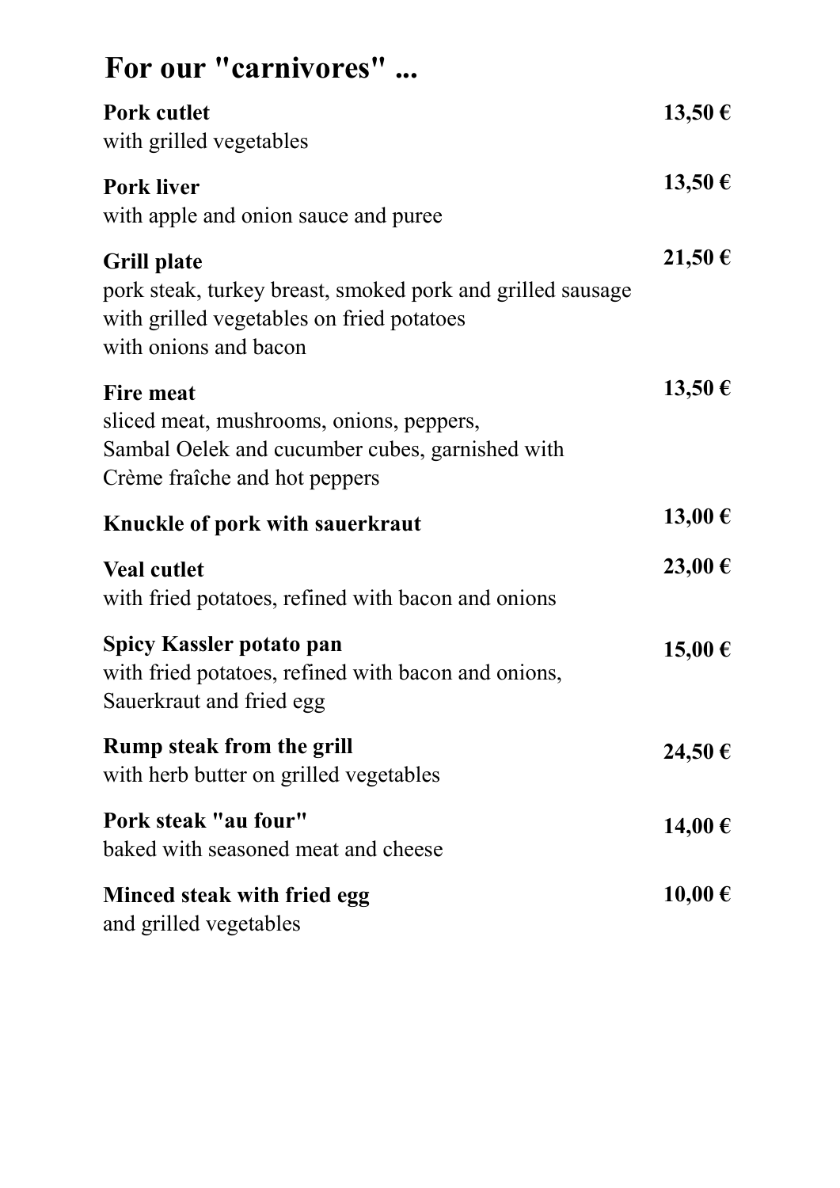# For our "carnivores" ...

**Pork cutlet** **13,50 €**
with grilled vegetables

**Pork liver** **13,50 €**
with apple and onion sauce and puree

**Grill plate** **21,50 €**
pork steak, turkey breast, smoked pork and grilled sausage
with grilled vegetables on fried potatoes
with onions and bacon

**Fire meat** **13,50 €**
sliced meat, mushrooms, onions, peppers,
Sambal Oelek and cucumber cubes, garnished with
Crème fraîche and hot peppers

**Knuckle of pork with sauerkraut** **13,00 €**

**Veal cutlet** **23,00 €**
with fried potatoes, refined with bacon and onions

**Spicy Kassler potato pan** **15,00 €**
with fried potatoes, refined with bacon and onions,
Sauerkraut and fried egg

**Rump steak from the grill** **24,50 €**
with herb butter on grilled vegetables

**Pork steak "au four"** **14,00 €**
baked with seasoned meat and cheese

**Minced steak with fried egg** **10,00 €**
and grilled vegetables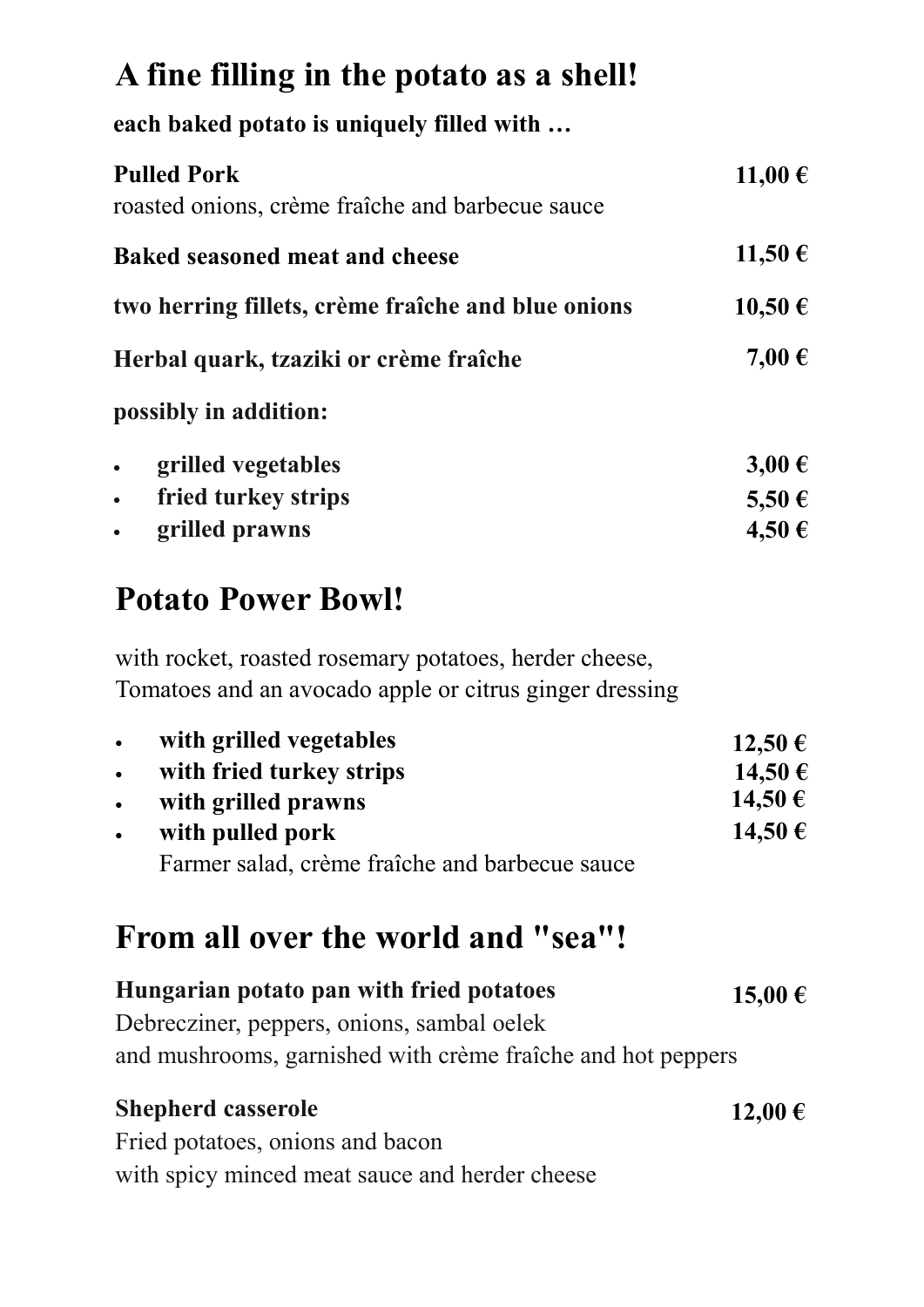## A fine filling in the potato as a shell!

**each baked potato is uniquely filled with …**

**Pulled Pork** **11,00 €**
roasted onions, crème fraîche and barbecue sauce

**Baked seasoned meat and cheese** **11,50 €**

**two herring fillets, crème fraîche and blue onions** **10,50 €**

**Herbal quark, tzaziki or crème fraîche** **7,00 €**

**possibly in addition:**

- **grilled vegetables** **3,00 €**
- **fried turkey strips** **5,50 €**
- **grilled prawns** **4,50 €**

## Potato Power Bowl!

with rocket, roasted rosemary potatoes, herder cheese,
Tomatoes and an avocado apple or citrus ginger dressing

- **with grilled vegetables** **12,50 €**
- **with fried turkey strips** **14,50 €**
- **with grilled prawns** **14,50 €**
- **with pulled pork** **14,50 €**
  Farmer salad, crème fraîche and barbecue sauce

## From all over the world and "sea"!

**Hungarian potato pan with fried potatoes** **15,00 €**
Debrecziner, peppers, onions, sambal oelek
and mushrooms, garnished with crème fraîche and hot peppers

**Shepherd casserole** **12,00 €**
Fried potatoes, onions and bacon
with spicy minced meat sauce and herder cheese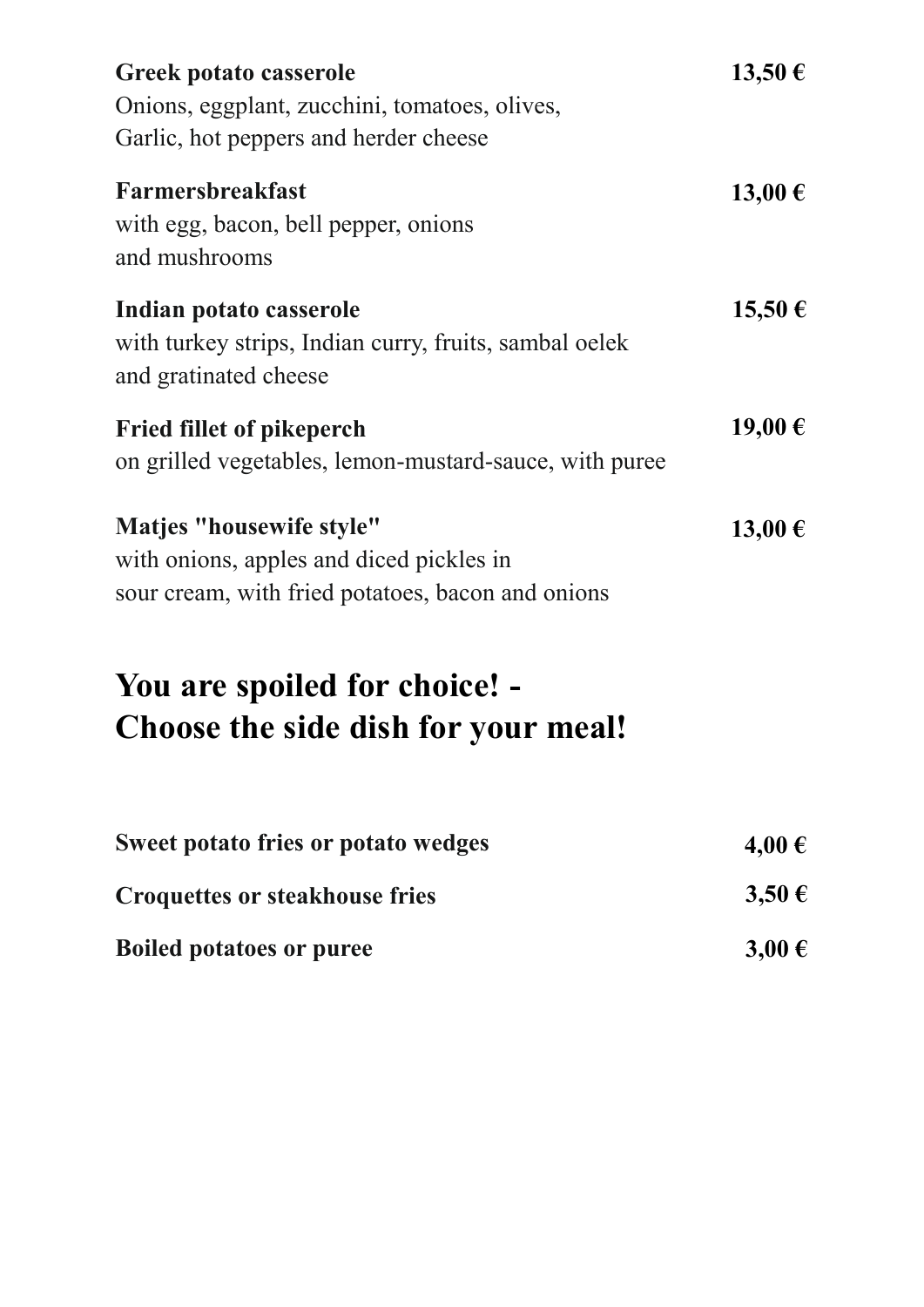**Greek potato casserole** **13,50 €**
Onions, eggplant, zucchini, tomatoes, olives,
Garlic, hot peppers and herder cheese

**Farmersbreakfast** **13,00 €**
with egg, bacon, bell pepper, onions
and mushrooms

**Indian potato casserole** **15,50 €**
with turkey strips, Indian curry, fruits, sambal oelek
and gratinated cheese

**Fried fillet of pikeperch** **19,00 €**
on grilled vegetables, lemon-mustard-sauce, with puree

**Matjes "housewife style"** **13,00 €**
with onions, apples and diced pickles in
sour cream, with fried potatoes, bacon and onions

## You are spoiled for choice! - Choose the side dish for your meal!

**Sweet potato fries or potato wedges** **4,00 €**

**Croquettes or steakhouse fries** **3,50 €**

**Boiled potatoes or puree** **3,00 €**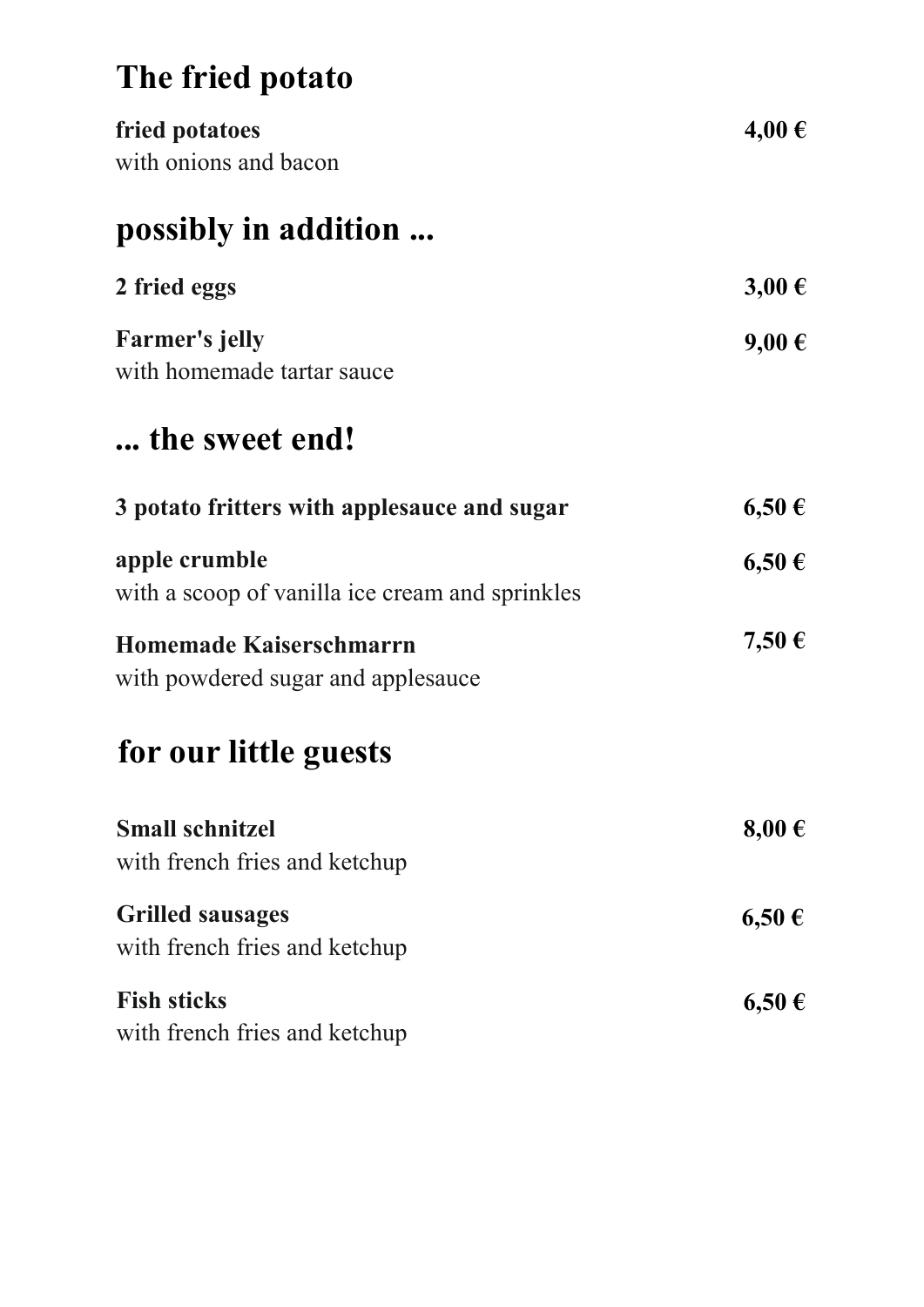## The fried potato

**fried potatoes** **4,00 €**
with onions and bacon

## possibly in addition ...

**2 fried eggs** **3,00 €**

**Farmer's jelly** **9,00 €**
with homemade tartar sauce

## ... the sweet end!

**3 potato fritters with applesauce and sugar** **6,50 €**

**apple crumble** **6,50 €**
with a scoop of vanilla ice cream and sprinkles

**Homemade Kaiserschmarrn** **7,50 €**
with powdered sugar and applesauce

## for our little guests

**Small schnitzel** **8,00 €**
with french fries and ketchup

**Grilled sausages** **6,50 €**
with french fries and ketchup

**Fish sticks** **6,50 €**
with french fries and ketchup